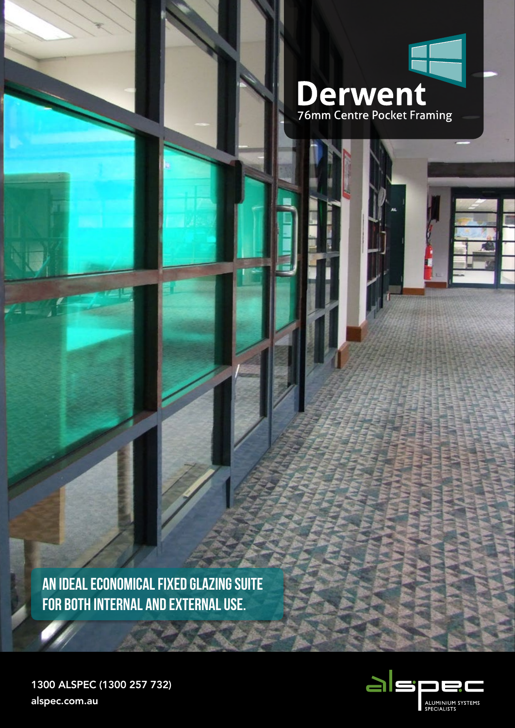# Derwent

76mm Centre Pocket Framing

**AN IDEAL ECONOMICAL FIXED GLAZING SUITE FOR BOTH INTERNAL AND EXTERNAL USE.**

1300 ALSPEC (1300 257 732)

alspec.com.au

alspec

ALUMINIUM SYSTEMS SPECIALISTS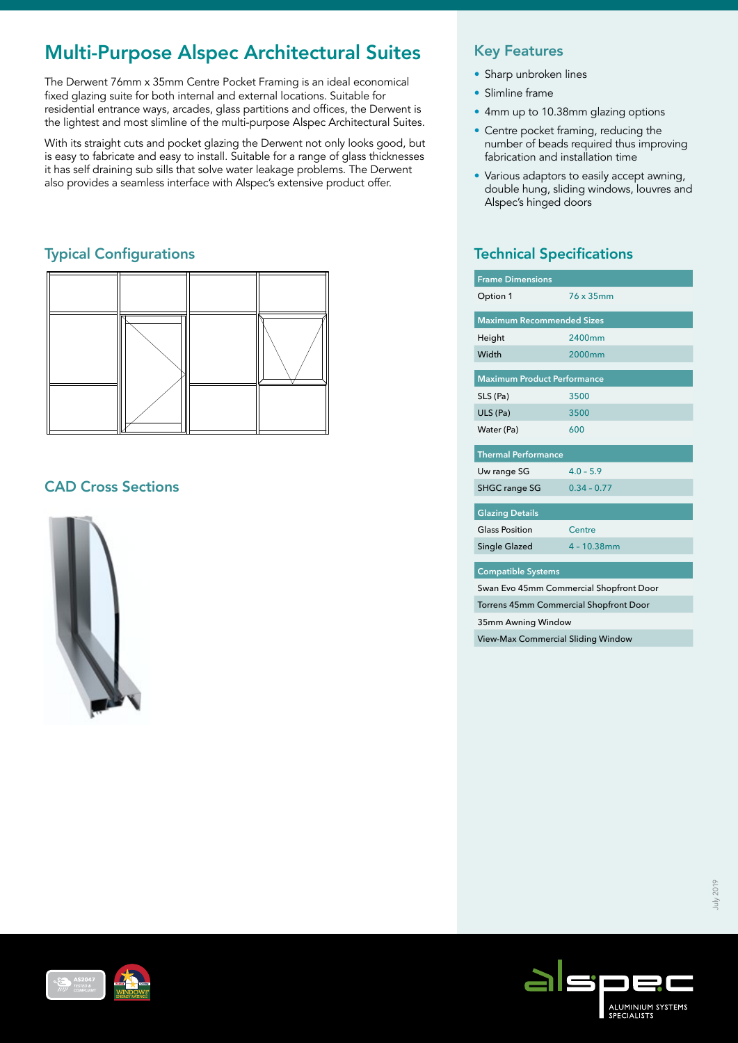# Multi-Purpose Alspec Architectural Suites

The Derwent 76mm x 35mm Centre Pocket Framing is an ideal economical fixed glazing suite for both internal and external locations. Suitable for residential entrance ways, arcades, glass partitions and offices, the Derwent is the lightest and most slimline of the multi-purpose Alspec Architectural Suites.

With its straight cuts and pocket glazing the Derwent not only looks good, but is easy to fabricate and easy to install. Suitable for a range of glass thicknesses it has self draining sub sills that solve water leakage problems. The Derwent also provides a seamless interface with Alspec's extensive product offer.

## Typical Configurations

## CAD Cross Sections

## Key Features

- Sharp unbroken lines
- Slimline frame
- 4mm up to 10.38mm glazing options
- Centre pocket framing, reducing the number of beads required thus improving fabrication and installation time
- Various adaptors to easily accept awning, double hung, sliding windows, louvres and Alspec's hinged doors

## Technical Specifications

| Frame Dimensions | |
|---|---|
| Option 1 | 76 x 35mm |

| Maximum Recommended Sizes | |
|---|---|
| Height | 2400mm |
| Width | 2000mm |

| Maximum Product Performance | |
|---|---|
| SLS (Pa) | 3500 |
| ULS (Pa) | 3500 |
| Water (Pa) | 600 |

| Thermal Performance | |
|---|---|
| Uw range SG | 4.0 - 5.9 |
| SHGC range SG | 0.34 - 0.77 |

| Glazing Details | |
|---|---|
| Glass Position | Centre |
| Single Glazed | 4 - 10.38mm |

| Compatible Systems |
|---|
| Swan Evo 45mm Commercial Shopfront Door |
| Torrens 45mm Commercial Shopfront Door |
| 35mm Awning Window |
| View-Max Commercial Sliding Window |

July 2019

AS2047 TESTED & COMPLIANT

WINDOW ENERGY RATING

alspec ALUMINIUM SYSTEMS SPECIALISTS